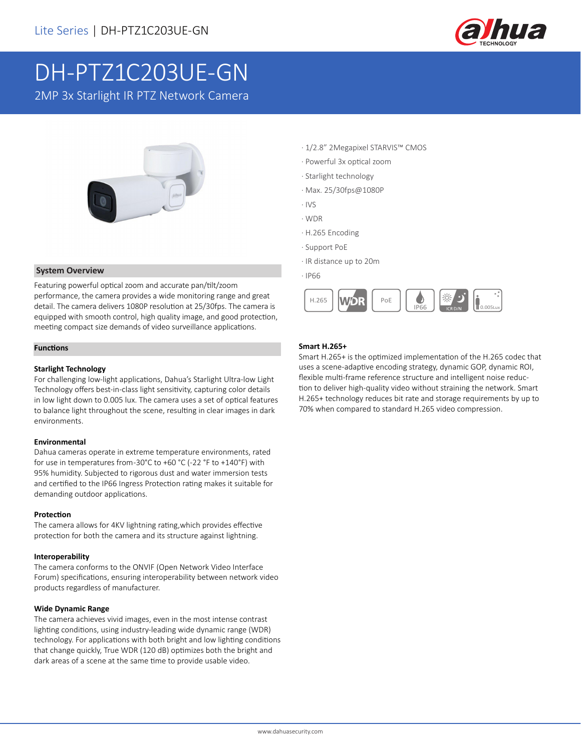# DH-PTZ1C203UE-GN

2MP 3x Starlight IR PTZ Network Camera

- 1/2.8" 2Megapixel STARVIS™ CMOS
- Powerful 3x optical zoom
- Starlight technology
- Max. 25/30fps@1080P
- IVS
- WDR
- H.265 Encoding
- Support PoE
- IR distance up to 20m
- IP66

## System Overview

Featuring powerful optical zoom and accurate pan/tilt/zoom performance, the camera provides a wide monitoring range and great detail. The camera delivers 1080P resolution at 25/30fps. The camera is equipped with smooth control, high quality image, and good protection, meeting compact size demands of video surveillance applications.

## Functions

### Starlight Technology

For challenging low-light applications, Dahua's Starlight Ultra-low Light Technology offers best-in-class light sensitivity, capturing color details in low light down to 0.005 lux. The camera uses a set of optical features to balance light throughout the scene, resulting in clear images in dark environments.

### Environmental

Dahua cameras operate in extreme temperature environments, rated for use in temperatures from-30°C to +60 °C (-22 °F to +140°F) with 95% humidity. Subjected to rigorous dust and water immersion tests and certified to the IP66 Ingress Protection rating makes it suitable for demanding outdoor applications.

### Protection

The camera allows for 4KV lightning rating,which provides effective protection for both the camera and its structure against lightning.

### Interoperability

The camera conforms to the ONVIF (Open Network Video Interface Forum) specifications, ensuring interoperability between network video products regardless of manufacturer.

### Wide Dynamic Range

The camera achieves vivid images, even in the most intense contrast lighting conditions, using industry-leading wide dynamic range (WDR) technology. For applications with both bright and low lighting conditions that change quickly, True WDR (120 dB) optimizes both the bright and dark areas of a scene at the same time to provide usable video.

### Smart H.265+

Smart H.265+ is the optimized implementation of the H.265 codec that uses a scene-adaptive encoding strategy, dynamic GOP, dynamic ROI, flexible multi-frame reference structure and intelligent noise reduction to deliver high-quality video without straining the network. Smart H.265+ technology reduces bit rate and storage requirements by up to 70% when compared to standard H.265 video compression.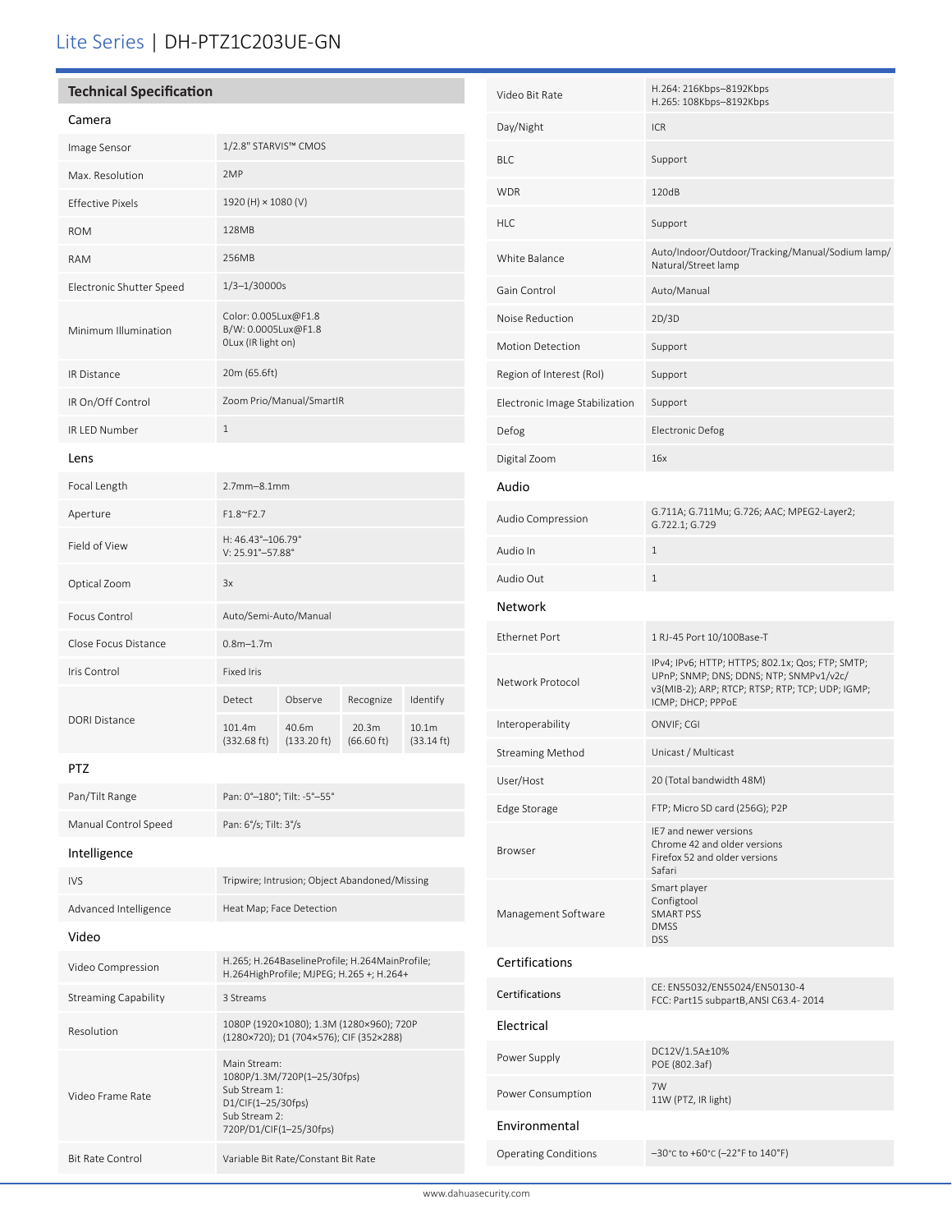# Lite Series | DH-PTZ1C203UE-GN

## Technical Specification

### Camera

| | |
|---|---|
| Image Sensor | 1/2.8" STARVIS™ CMOS |
| Max. Resolution | 2MP |
| Effective Pixels | 1920 (H) × 1080 (V) |
| ROM | 128MB |
| RAM | 256MB |
| Electronic Shutter Speed | 1/3–1/30000s |
| Minimum Illumination | Color: 0.005Lux@F1.8<br>B/W: 0.0005Lux@F1.8<br>0Lux (IR light on) |
| IR Distance | 20m (65.6ft) |
| IR On/Off Control | Zoom Prio/Manual/SmartIR |
| IR LED Number | 1 |

### Lens

| | | | | |
|---|---|---|---|---|
| Focal Length | 2.7mm–8.1mm | | | |
| Aperture | F1.8~F2.7 | | | |
| Field of View | H: 46.43°–106.79°<br>V: 25.91°–57.88° | | | |
| Optical Zoom | 3x | | | |
| Focus Control | Auto/Semi-Auto/Manual | | | |
| Close Focus Distance | 0.8m–1.7m | | | |
| Iris Control | Fixed Iris | | | |
| DORI Distance | Detect | Observe | Recognize | Identify |
| | 101.4m (332.68 ft) | 40.6m (133.20 ft) | 20.3m (66.60 ft) | 10.1m (33.14 ft) |

### PTZ

| | |
|---|---|
| Pan/Tilt Range | Pan: 0°–180°; Tilt: -5°–55° |
| Manual Control Speed | Pan: 6°/s; Tilt: 3°/s |

### Intelligence

| | |
|---|---|
| IVS | Tripwire; Intrusion; Object Abandoned/Missing |
| Advanced Intelligence | Heat Map; Face Detection |

### Video

| | |
|---|---|
| Video Compression | H.265; H.264BaselineProfile; H.264MainProfile; H.264HighProfile; MJPEG; H.265 +; H.264+ |
| Streaming Capability | 3 Streams |
| Resolution | 1080P (1920×1080); 1.3M (1280×960); 720P (1280×720); D1 (704×576); CIF (352×288) |
| Video Frame Rate | Main Stream:<br>1080P/1.3M/720P(1–25/30fps)<br>Sub Stream 1:<br>D1/CIF(1–25/30fps)<br>Sub Stream 2:<br>720P/D1/CIF(1–25/30fps) |
| Bit Rate Control | Variable Bit Rate/Constant Bit Rate |
| Video Bit Rate | H.264: 216Kbps–8192Kbps<br>H.265: 108Kbps–8192Kbps |
| Day/Night | ICR |
| BLC | Support |
| WDR | 120dB |
| HLC | Support |
| White Balance | Auto/Indoor/Outdoor/Tracking/Manual/Sodium lamp/Natural/Street lamp |
| Gain Control | Auto/Manual |
| Noise Reduction | 2D/3D |
| Motion Detection | Support |
| Region of Interest (RoI) | Support |
| Electronic Image Stabilization | Support |
| Defog | Electronic Defog |
| Digital Zoom | 16x |

### Audio

| | |
|---|---|
| Audio Compression | G.711A; G.711Mu; G.726; AAC; MPEG2-Layer2; G.722.1; G.729 |
| Audio In | 1 |
| Audio Out | 1 |

### Network

| | |
|---|---|
| Ethernet Port | 1 RJ-45 Port 10/100Base-T |
| Network Protocol | IPv4; IPv6; HTTP; HTTPS; 802.1x; Qos; FTP; SMTP; UPnP; SNMP; DNS; DDNS; NTP; SNMPv1/v2c/v3(MIB-2); ARP; RTCP; RTSP; RTP; TCP; UDP; IGMP; ICMP; DHCP; PPPoE |
| Interoperability | ONVIF; CGI |
| Streaming Method | Unicast / Multicast |
| User/Host | 20 (Total bandwidth 48M) |
| Edge Storage | FTP; Micro SD card (256G); P2P |
| Browser | IE7 and newer versions<br>Chrome 42 and older versions<br>Firefox 52 and older versions<br>Safari |
| Management Software | Smart player<br>Configtool<br>SMART PSS<br>DMSS<br>DSS |

### Certifications

| | |
|---|---|
| Certifications | CE: EN55032/EN55024/EN50130-4<br>FCC: Part15 subpartB,ANSI C63.4- 2014 |

### Electrical

| | |
|---|---|
| Power Supply | DC12V/1.5A±10%<br>POE (802.3af) |
| Power Consumption | 7W<br>11W (PTZ, IR light) |

### Environmental

| | |
|---|---|
| Operating Conditions | –30°C to +60°C (–22°F to 140°F) |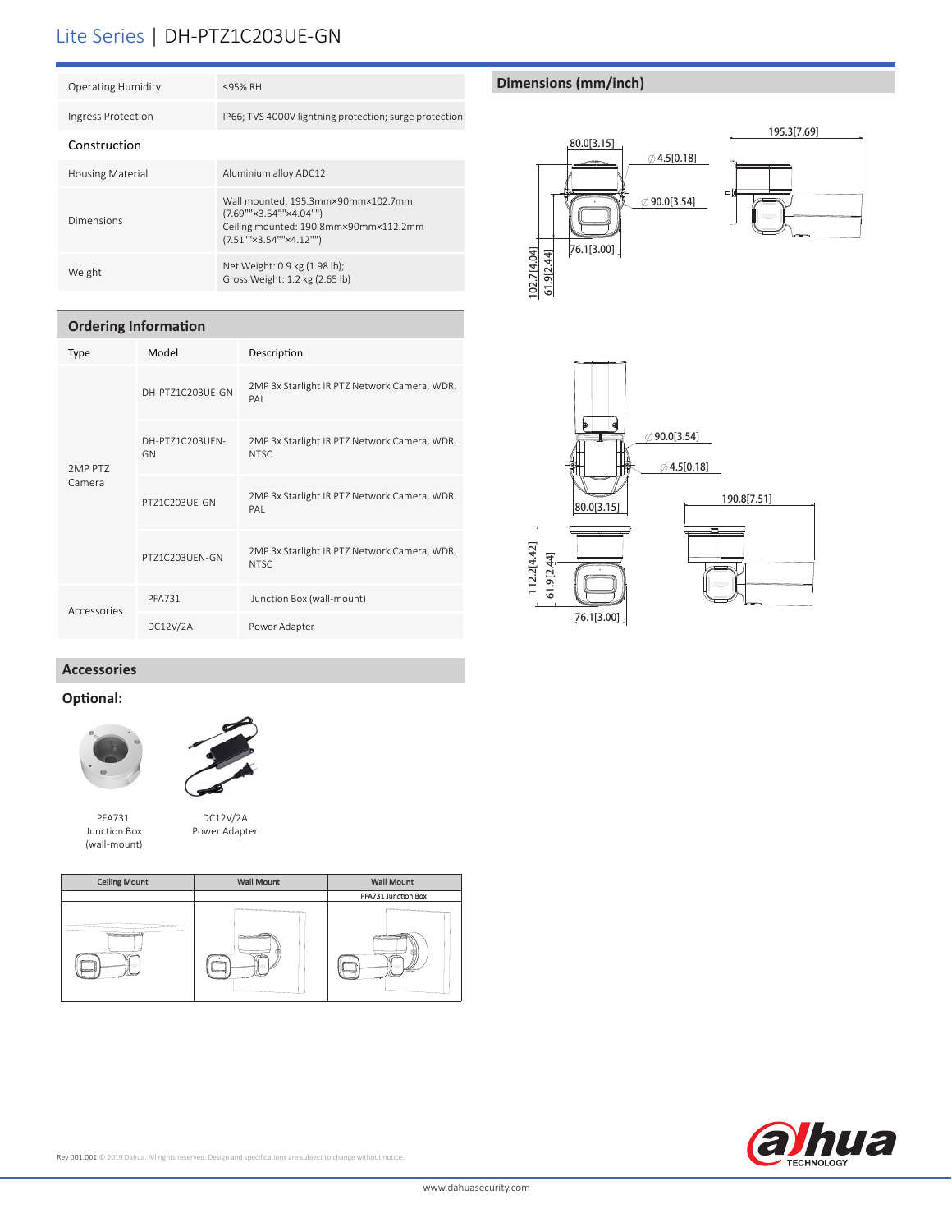| | |
|---|---|
| Operating Humidity | ≤95% RH |
| Ingress Protection | IP66; TVS 4000V lightning protection; surge protection |
| **Construction** | |
| Housing Material | Aluminium alloy ADC12 |
| Dimensions | Wall mounted: 195.3mm×90mm×102.7mm (7.69""×3.54""×4.04"")<br>Ceiling mounted: 190.8mm×90mm×112.2mm (7.51""×3.54""×4.12"") |
| Weight | Net Weight: 0.9 kg (1.98 lb);<br>Gross Weight: 1.2 kg (2.65 lb) |

## Ordering Information

| Type | Model | Description |
|---|---|---|
| 2MP PTZ Camera | DH-PTZ1C203UE-GN | 2MP 3x Starlight IR PTZ Network Camera, WDR, PAL |
| | DH-PTZ1C203UEN-GN | 2MP 3x Starlight IR PTZ Network Camera, WDR, NTSC |
| | PTZ1C203UE-GN | 2MP 3x Starlight IR PTZ Network Camera, WDR, PAL |
| | PTZ1C203UEN-GN | 2MP 3x Starlight IR PTZ Network Camera, WDR, NTSC |
| Accessories | PFA731 | Junction Box (wall-mount) |
| | DC12V/2A | Power Adapter |

## Accessories

**Optional:**

PFA731
Junction Box
(wall-mount)

DC12V/2A
Power Adapter

| Ceiling Mount | Wall Mount | Wall Mount |
|---|---|---|
| | | PFA731 Junction Box |

## Dimensions (mm/inch)

80.0[3.15]
∅4.5[0.18]
∅90.0[3.54]
76.1[3.00]
102.7[4.04]
61.9[2.44]
195.3[7.69]

∅90.0[3.54]
∅4.5[0.18]
80.0[3.15]
190.8[7.51]
112.2[4.42]
61.9[2.44]
76.1[3.00]

Rev 001.001 © 2019 Dahua. All rights reserved. Design and specifications are subject to change without notice.

www.dahuasecurity.com